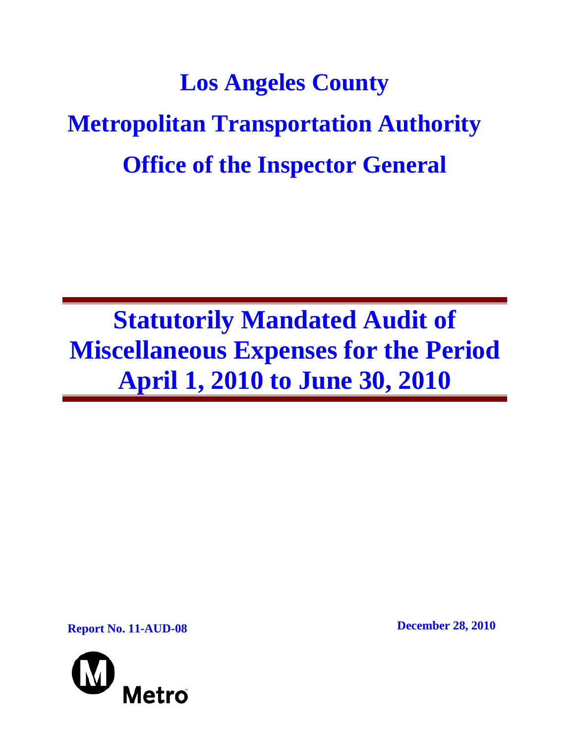# Los Angeles County

# Metropolitan Transportation Authority

# Office of the Inspector General

---

# Statutorily Mandated Audit of Miscellaneous Expenses for the Period April 1, 2010 to June 30, 2010

---

**Report No. 11-AUD-08**

**December 28, 2010**

Metro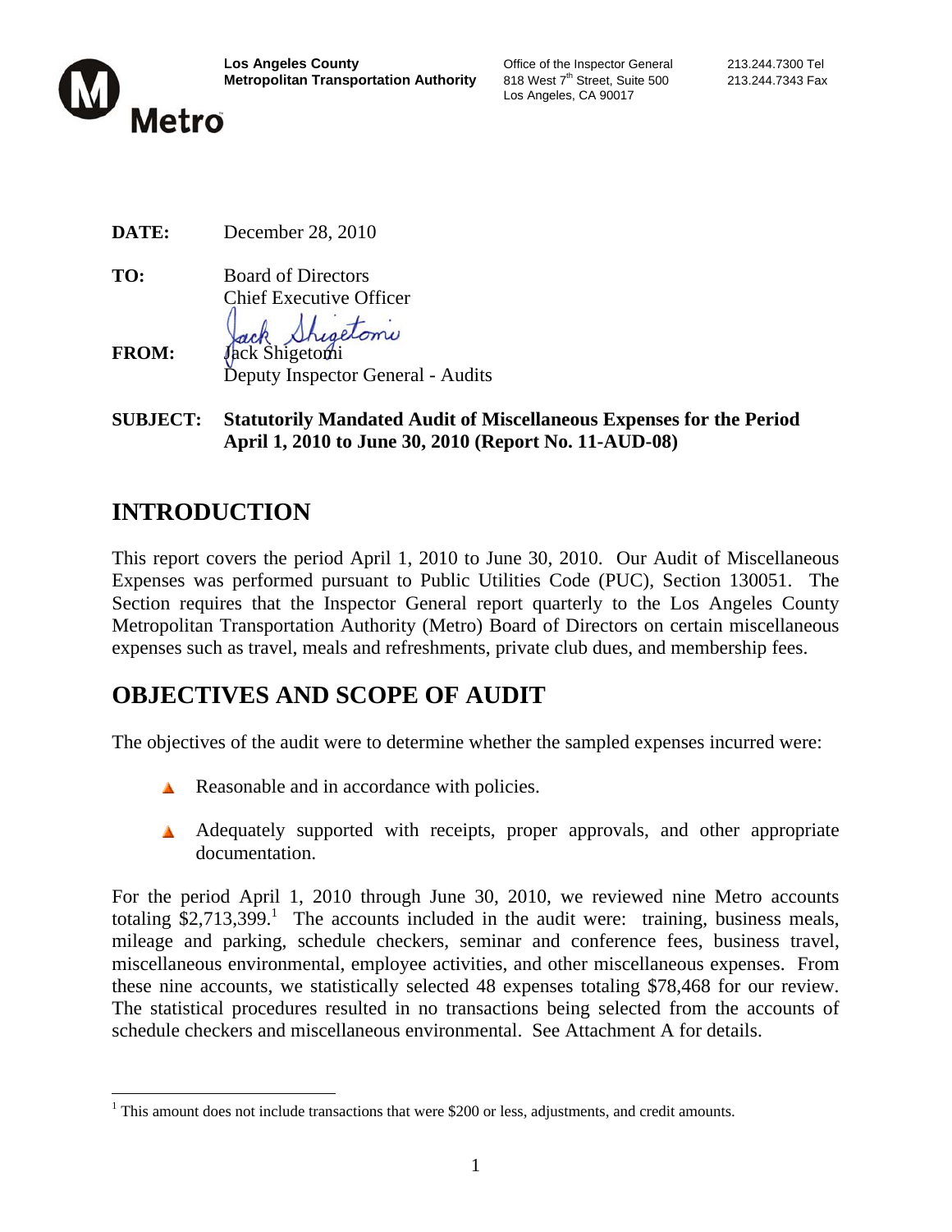**DATE:** December 28, 2010

**TO:** Board of Directors
Chief Executive Officer

**FROM:** Jack Shigetomi
Deputy Inspector General - Audits

**SUBJECT: Statutorily Mandated Audit of Miscellaneous Expenses for the Period April 1, 2010 to June 30, 2010 (Report No. 11-AUD-08)**

# INTRODUCTION

This report covers the period April 1, 2010 to June 30, 2010. Our Audit of Miscellaneous Expenses was performed pursuant to Public Utilities Code (PUC), Section 130051. The Section requires that the Inspector General report quarterly to the Los Angeles County Metropolitan Transportation Authority (Metro) Board of Directors on certain miscellaneous expenses such as travel, meals and refreshments, private club dues, and membership fees.

# OBJECTIVES AND SCOPE OF AUDIT

The objectives of the audit were to determine whether the sampled expenses incurred were:

- Reasonable and in accordance with policies.
- Adequately supported with receipts, proper approvals, and other appropriate documentation.

For the period April 1, 2010 through June 30, 2010, we reviewed nine Metro accounts totaling $2,713,399.[1] The accounts included in the audit were: training, business meals, mileage and parking, schedule checkers, seminar and conference fees, business travel, miscellaneous environmental, employee activities, and other miscellaneous expenses. From these nine accounts, we statistically selected 48 expenses totaling $78,468 for our review. The statistical procedures resulted in no transactions being selected from the accounts of schedule checkers and miscellaneous environmental. See Attachment A for details.

[1] This amount does not include transactions that were $200 or less, adjustments, and credit amounts.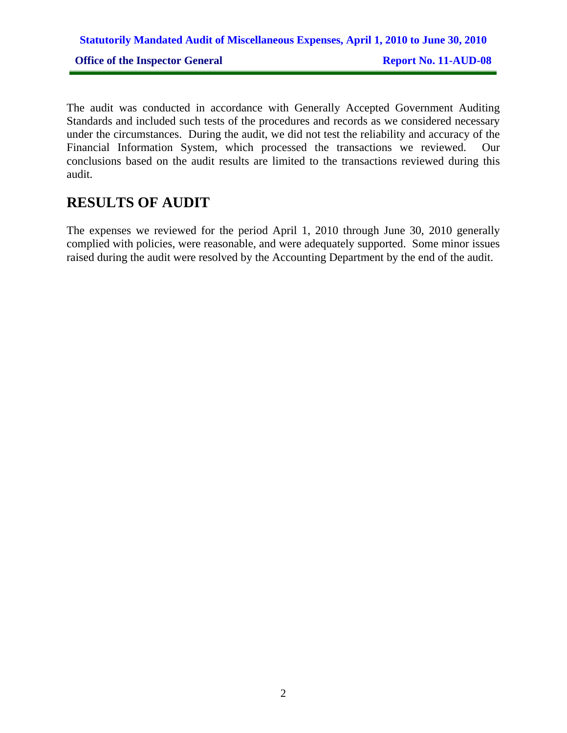The audit was conducted in accordance with Generally Accepted Government Auditing Standards and included such tests of the procedures and records as we considered necessary under the circumstances. During the audit, we did not test the reliability and accuracy of the Financial Information System, which processed the transactions we reviewed. Our conclusions based on the audit results are limited to the transactions reviewed during this audit.

## RESULTS OF AUDIT

The expenses we reviewed for the period April 1, 2010 through June 30, 2010 generally complied with policies, were reasonable, and were adequately supported. Some minor issues raised during the audit were resolved by the Accounting Department by the end of the audit.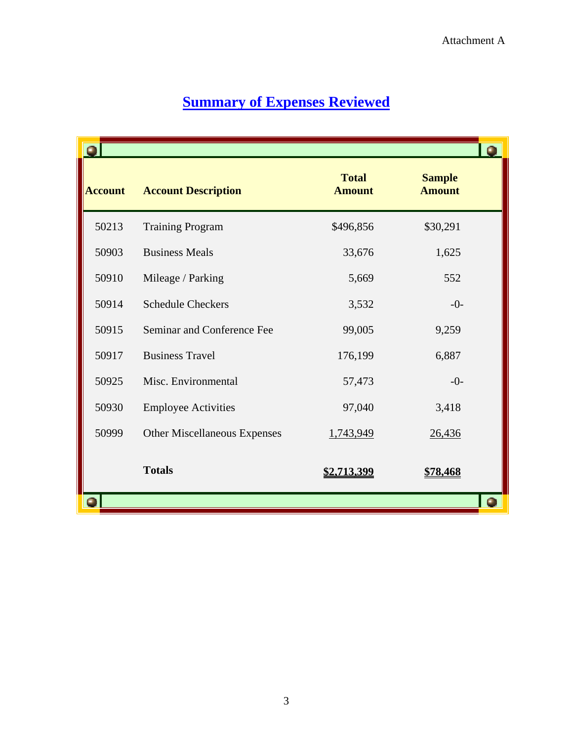Attachment A

# Summary of Expenses Reviewed

| Account | Account Description | Total Amount | Sample Amount |
|---|---|---|---|
| 50213 | Training Program | $496,856 | $30,291 |
| 50903 | Business Meals | 33,676 | 1,625 |
| 50910 | Mileage / Parking | 5,669 | 552 |
| 50914 | Schedule Checkers | 3,532 | -0- |
| 50915 | Seminar and Conference Fee | 99,005 | 9,259 |
| 50917 | Business Travel | 176,199 | 6,887 |
| 50925 | Misc. Environmental | 57,473 | -0- |
| 50930 | Employee Activities | 97,040 | 3,418 |
| 50999 | Other Miscellaneous Expenses | 1,743,949 | 26,436 |
| | **Totals** | **$2,713,399** | **$78,468** |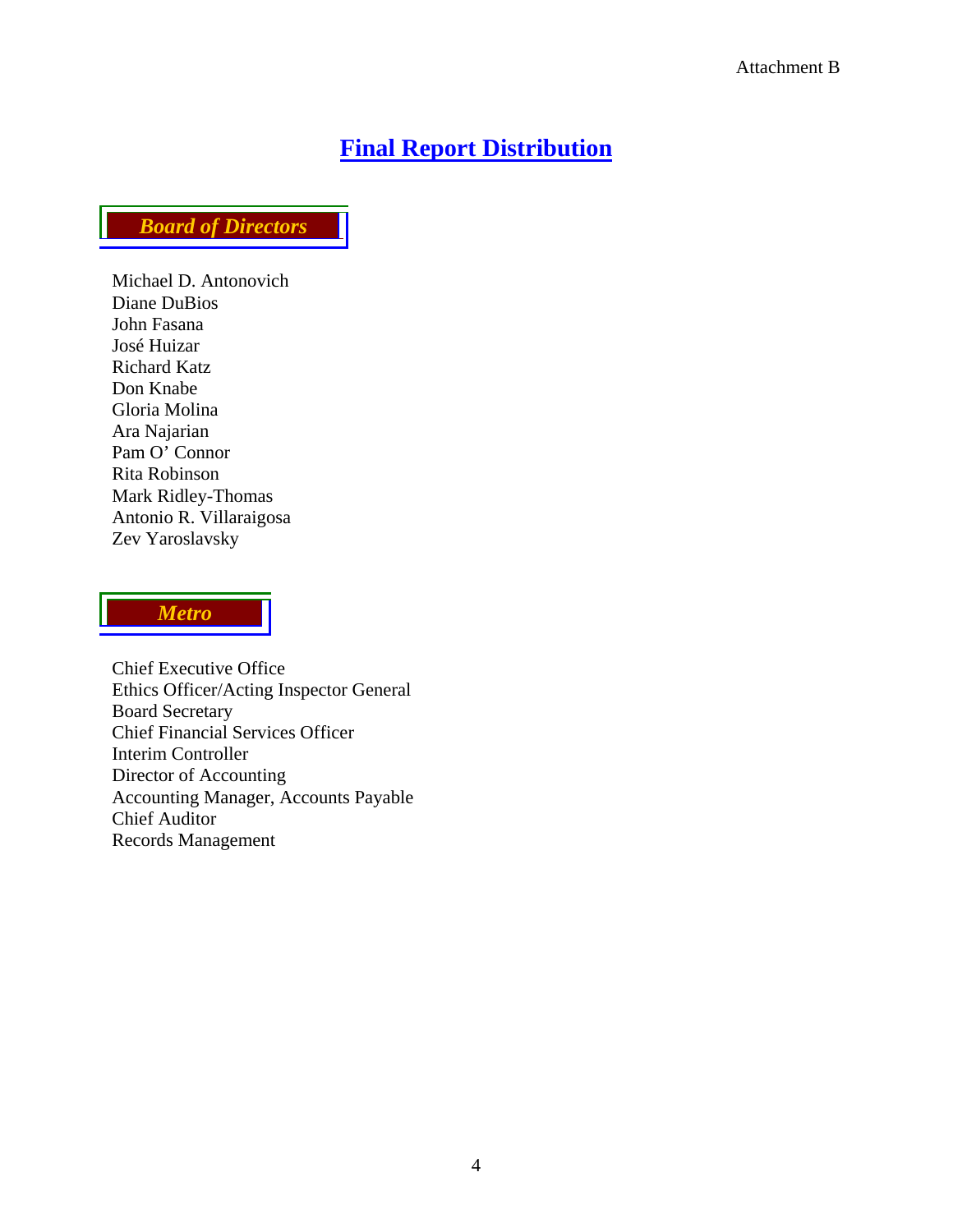Attachment B

# Final Report Distribution

## *Board of Directors*

Michael D. Antonovich
Diane DuBios
John Fasana
José Huizar
Richard Katz
Don Knabe
Gloria Molina
Ara Najarian
Pam O' Connor
Rita Robinson
Mark Ridley-Thomas
Antonio R. Villaraigosa
Zev Yaroslavsky

## *Metro*

Chief Executive Office
Ethics Officer/Acting Inspector General
Board Secretary
Chief Financial Services Officer
Interim Controller
Director of Accounting
Accounting Manager, Accounts Payable
Chief Auditor
Records Management